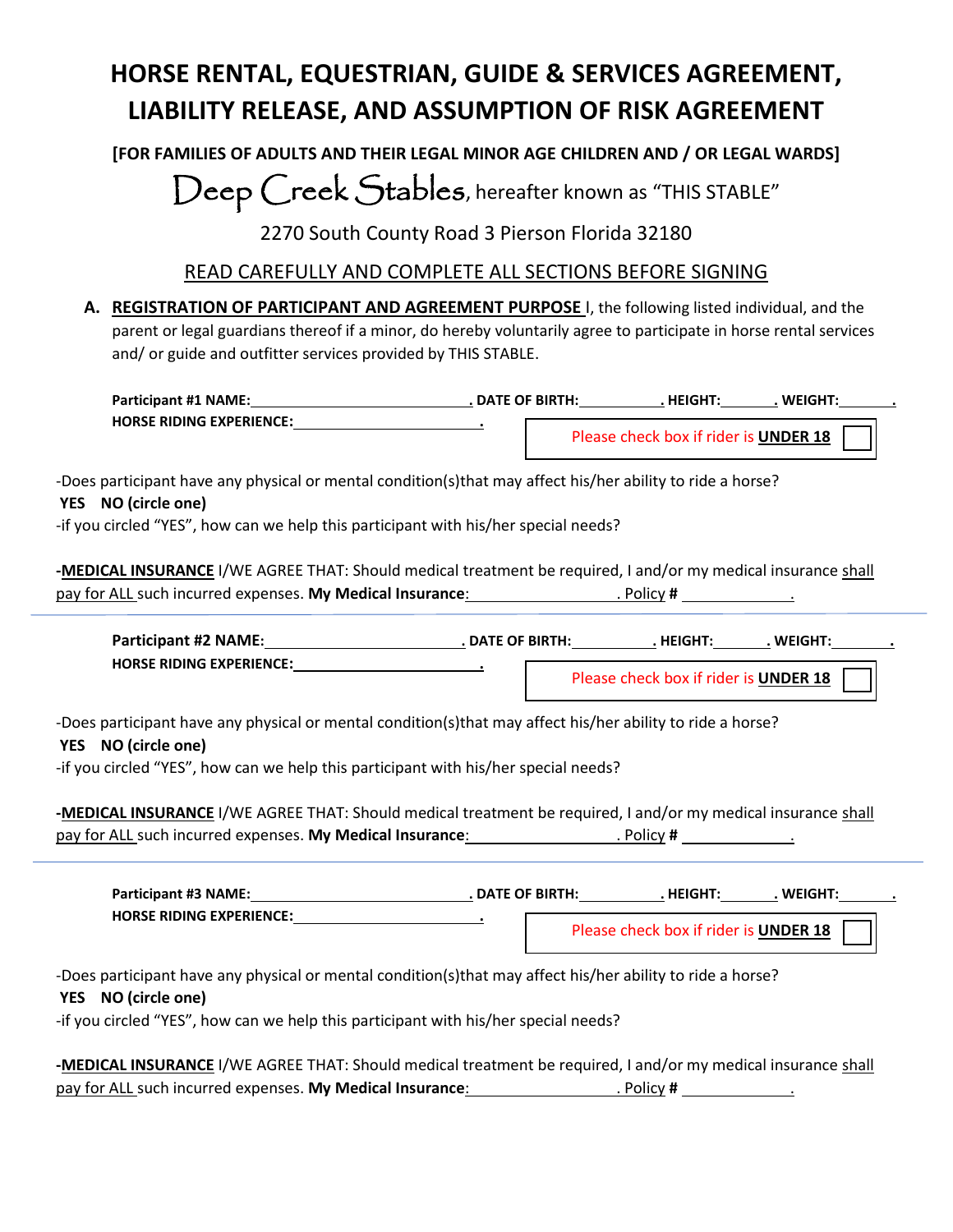# HORSE RENTAL, EQUESTRIAN, GUIDE & SERVICES AGREEMENT, LIABILITY RELEASE, AND ASSUMPTION OF RISK AGREEMENT

**[FOR FAMILIES OF ADULTS AND THEIR LEGAL MINOR AGE CHILDREN AND / OR LEGAL WARDS]**

Deep Creek Stables, hereafter known as "THIS STABLE"

2270 South County Road 3 Pierson Florida 32180

READ CAREFULLY AND COMPLETE ALL SECTIONS BEFORE SIGNING

**A. REGISTRATION OF PARTICIPANT AND AGREEMENT PURPOSE** I, the following listed individual, and the parent or legal guardians thereof if a minor, do hereby voluntarily agree to participate in horse rental services and/ or guide and outfitter services provided by THIS STABLE.

**Participant #1 NAME:**\_\_\_\_\_\_\_\_\_\_\_\_\_\_\_\_\_\_\_\_\_\_\_\_\_\_\_\_\_\_. **DATE OF BIRTH:**\_\_\_\_\_\_\_\_\_\_\_\_. **HEIGHT:**\_\_\_\_\_\_\_\_. **WEIGHT:**\_\_\_\_\_\_\_\_.
**HORSE RIDING EXPERIENCE:**\_\_\_\_\_\_\_\_\_\_\_\_\_\_\_\_\_\_\_\_\_\_\_\_\_\_.

Please check box if rider is **UNDER 18** ☐

-Does participant have any physical or mental condition(s)that may affect his/her ability to ride a horse?
**YES NO (circle one)**
-if you circled "YES", how can we help this participant with his/her special needs?

**-MEDICAL INSURANCE** I/WE AGREE THAT: Should medical treatment be required, I and/or my medical insurance shall pay for ALL such incurred expenses. **My Medical Insurance**:\_\_\_\_\_\_\_\_\_\_\_\_\_\_\_\_\_\_\_\_. Policy **#** \_\_\_\_\_\_\_\_\_\_\_\_\_\_\_.

---

**Participant #2 NAME:**\_\_\_\_\_\_\_\_\_\_\_\_\_\_\_\_\_\_\_\_\_\_\_\_\_\_\_\_\_\_. **DATE OF BIRTH:**\_\_\_\_\_\_\_\_\_\_\_\_. **HEIGHT:**\_\_\_\_\_\_\_\_. **WEIGHT:**\_\_\_\_\_\_\_\_.
**HORSE RIDING EXPERIENCE:**\_\_\_\_\_\_\_\_\_\_\_\_\_\_\_\_\_\_\_\_\_\_\_\_\_\_.

Please check box if rider is **UNDER 18** ☐

-Does participant have any physical or mental condition(s)that may affect his/her ability to ride a horse?
**YES NO (circle one)**
-if you circled "YES", how can we help this participant with his/her special needs?

**-MEDICAL INSURANCE** I/WE AGREE THAT: Should medical treatment be required, I and/or my medical insurance shall pay for ALL such incurred expenses. **My Medical Insurance**:\_\_\_\_\_\_\_\_\_\_\_\_\_\_\_\_\_\_\_\_. Policy **#** \_\_\_\_\_\_\_\_\_\_\_\_\_\_\_.

---

**Participant #3 NAME:**\_\_\_\_\_\_\_\_\_\_\_\_\_\_\_\_\_\_\_\_\_\_\_\_\_\_\_\_\_\_. **DATE OF BIRTH:**\_\_\_\_\_\_\_\_\_\_\_\_. **HEIGHT:**\_\_\_\_\_\_\_\_. **WEIGHT:**\_\_\_\_\_\_\_\_.
**HORSE RIDING EXPERIENCE:**\_\_\_\_\_\_\_\_\_\_\_\_\_\_\_\_\_\_\_\_\_\_\_\_\_\_.

Please check box if rider is **UNDER 18** ☐

-Does participant have any physical or mental condition(s)that may affect his/her ability to ride a horse?
**YES NO (circle one)**
-if you circled "YES", how can we help this participant with his/her special needs?

**-MEDICAL INSURANCE** I/WE AGREE THAT: Should medical treatment be required, I and/or my medical insurance shall pay for ALL such incurred expenses. **My Medical Insurance**:\_\_\_\_\_\_\_\_\_\_\_\_\_\_\_\_\_\_\_\_. Policy **#** \_\_\_\_\_\_\_\_\_\_\_\_\_\_\_.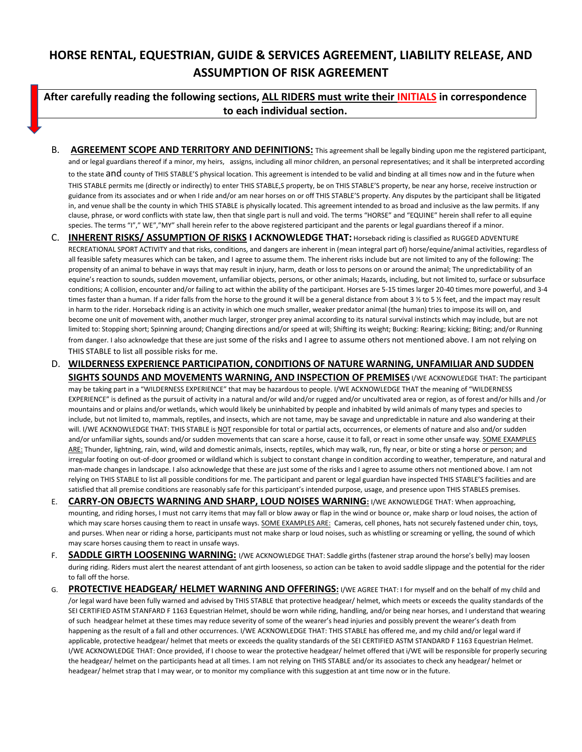# HORSE RENTAL, EQUESTRIAN, GUIDE & SERVICES AGREEMENT, LIABILITY RELEASE, AND ASSUMPTION OF RISK AGREEMENT

**After carefully reading the following sections, ALL RIDERS must write their INITIALS in correspondence to each individual section.**

B. **AGREEMENT SCOPE AND TERRITORY AND DEFINITIONS:** This agreement shall be legally binding upon me the registered participant, and or legal guardians thereof if a minor, my heirs, assigns, including all minor children, an personal representatives; and it shall be interpreted according to the state and county of THIS STABLE'S physical location. This agreement is intended to be valid and binding at all times now and in the future when THIS STABLE permits me (directly or indirectly) to enter THIS STABLE,S property, be on THIS STABLE'S property, be near any horse, receive instruction or guidance from its associates and or when I ride and/or am near horses on or off THIS STABLE'S property. Any disputes by the participant shall be litigated in, and venue shall be the county in which THIS STABLE is physically located. This agreement intended to as broad and inclusive as the law permits. If any clause, phrase, or word conflicts with state law, then that single part is null and void. The terms "HORSE" and "EQUINE" herein shall refer to all equine species. The terms "I"," WE","MY" shall herein refer to the above registered participant and the parents or legal guardians thereof if a minor.

C. **INHERENT RISKS/ ASSUMPTION OF RISKS I ACKNOWLEDGE THAT:** Horseback riding is classified as RUGGED ADVENTURE RECREATIONAL SPORT ACTIVITY and that risks, conditions, and dangers are inherent in (mean integral part of) horse/equine/animal activities, regardless of all feasible safety measures which can be taken, and I agree to assume them. The inherent risks include but are not limited to any of the following: The propensity of an animal to behave in ways that may result in injury, harm, death or loss to persons on or around the animal; The unpredictability of an equine's reaction to sounds, sudden movement, unfamiliar objects, persons, or other animals; Hazards, including, but not limited to, surface or subsurface conditions; A collision, encounter and/or failing to act within the ability of the participant. Horses are 5-15 times larger 20-40 times more powerful, and 3-4 times faster than a human. If a rider falls from the horse to the ground it will be a general distance from about 3 ½ to 5 ½ feet, and the impact may result in harm to the rider. Horseback riding is an activity in which one much smaller, weaker predator animal (the human) tries to impose its will on, and become one unit of movement with, another much larger, stronger prey animal according to its natural survival instincts which may include, but are not limited to: Stopping short; Spinning around; Changing directions and/or speed at will; Shifting its weight; Bucking: Rearing; kicking; Biting; and/or Running from danger. I also acknowledge that these are just some of the risks and I agree to assume others not mentioned above. I am not relying on THIS STABLE to list all possible risks for me.

D. **WILDERNESS EXPERIENCE PARTICIPATION, CONDITIONS OF NATURE WARNING, UNFAMILIAR AND SUDDEN SIGHTS SOUNDS AND MOVEMENTS WARNING, AND INSPECTION OF PREMISES** I/WE ACKNOWLEDGE THAT: The participant may be taking part in a "WILDERNESS EXPERIENCE" that may be hazardous to people. I/WE ACKNOWLEDGE THAT the meaning of "WILDERNESS EXPERIENCE" is defined as the pursuit of activity in a natural and/or wild and/or rugged and/or uncultivated area or region, as of forest and/or hills and /or mountains and or plains and/or wetlands, which would likely be uninhabited by people and inhabited by wild animals of many types and species to include, but not limited to, mammals, reptiles, and insects, which are not tame, may be savage and unpredictable in nature and also wandering at their will. I/WE ACKNOWLEDGE THAT: THIS STABLE is NOT responsible for total or partial acts, occurrences, or elements of nature and also and/or sudden and/or unfamiliar sights, sounds and/or sudden movements that can scare a horse, cause it to fall, or react in some other unsafe way. SOME EXAMPLES ARE: Thunder, lightning, rain, wind, wild and domestic animals, insects, reptiles, which may walk, run, fly near, or bite or sting a horse or person; and irregular footing on out-of-door groomed or wildland which is subject to constant change in condition according to weather, temperature, and natural and man-made changes in landscape. I also acknowledge that these are just some of the risks and I agree to assume others not mentioned above. I am not relying on THIS STABLE to list all possible conditions for me. The participant and parent or legal guardian have inspected THIS STABLE'S facilities and are satisfied that all premise conditions are reasonably safe for this participant's intended purpose, usage, and presence upon THIS STABLES premises.

E. **CARRY-ON OBJECTS WARNING AND SHARP, LOUD NOISES WARNING:** I/WE AKNOWLEDGE THAT: When approaching, mounting, and riding horses, I must not carry items that may fall or blow away or flap in the wind or bounce or, make sharp or loud noises, the action of which may scare horses causing them to react in unsafe ways. SOME EXAMPLES ARE: Cameras, cell phones, hats not securely fastened under chin, toys, and purses. When near or riding a horse, participants must not make sharp or loud noises, such as whistling or screaming or yelling, the sound of which may scare horses causing them to react in unsafe ways.

F. **SADDLE GIRTH LOOSENING WARNING:** I/WE ACKNOWLEDGE THAT: Saddle girths (fastener strap around the horse's belly) may loosen during riding. Riders must alert the nearest attendant of ant girth looseness, so action can be taken to avoid saddle slippage and the potential for the rider to fall off the horse.

G. **PROTECTIVE HEADGEAR/ HELMET WARNING AND OFFERINGS:** I/WE AGREE THAT: I for myself and on the behalf of my child and /or legal ward have been fully warned and advised by THIS STABLE that protective headgear/ helmet, which meets or exceeds the quality standards of the SEI CERTIFIED ASTM STANFARD F 1163 Equestrian Helmet, should be worn while riding, handling, and/or being near horses, and I understand that wearing of such headgear helmet at these times may reduce severity of some of the wearer's head injuries and possibly prevent the wearer's death from happening as the result of a fall and other occurrences. I/WE ACKNOWLEDGE THAT: THIS STABLE has offered me, and my child and/or legal ward if applicable, protective headgear/ helmet that meets or exceeds the quality standards of the SEI CERTIFIED ASTM STANDARD F 1163 Equestrian Helmet. I/WE ACKNOWLEDGE THAT: Once provided, if I choose to wear the protective headgear/ helmet offered that i/WE will be responsible for properly securing the headgear/ helmet on the participants head at all times. I am not relying on THIS STABLE and/or its associates to check any headgear/ helmet or headgear/ helmet strap that I may wear, or to monitor my compliance with this suggestion at ant time now or in the future.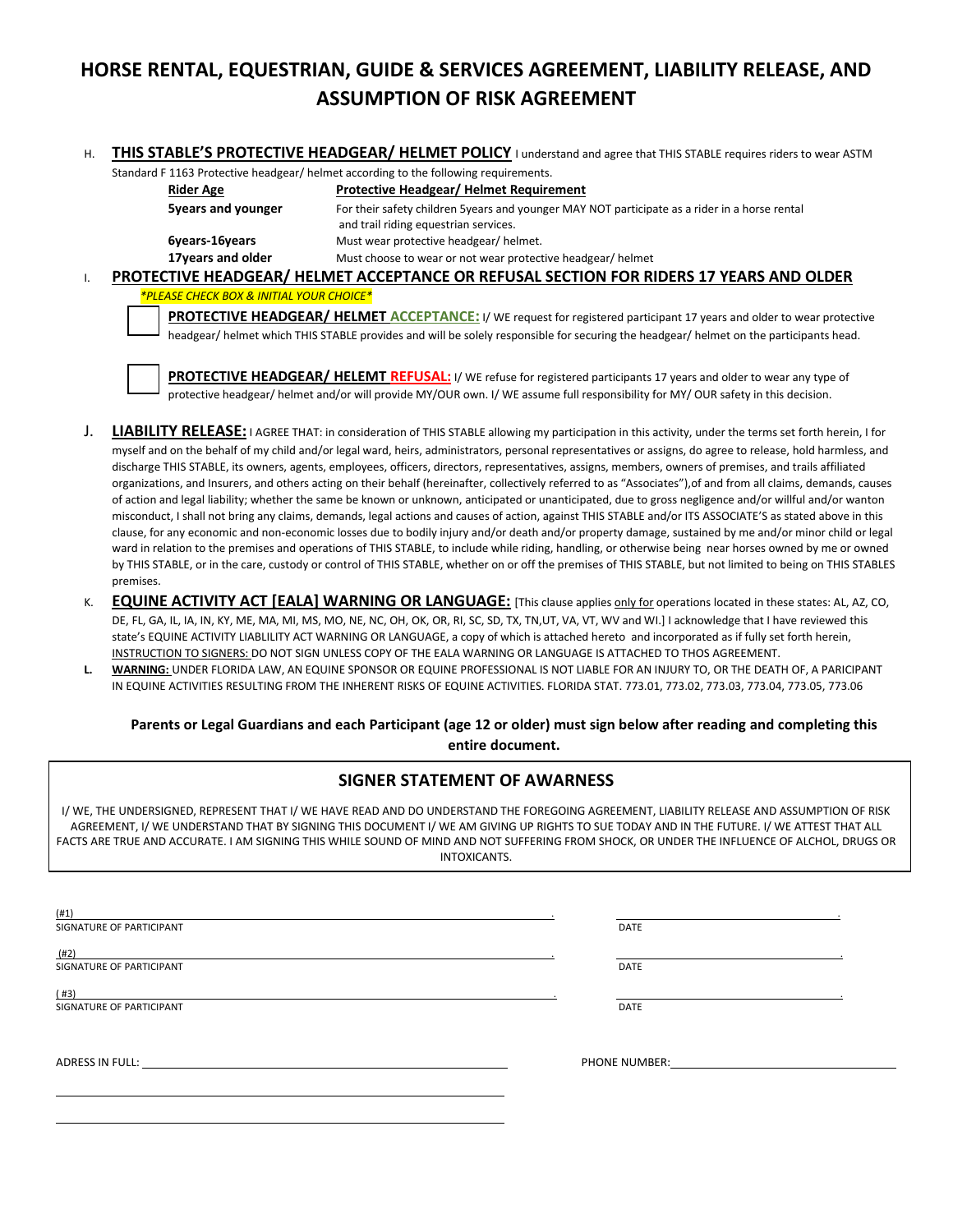# HORSE RENTAL, EQUESTRIAN, GUIDE & SERVICES AGREEMENT, LIABILITY RELEASE, AND ASSUMPTION OF RISK AGREEMENT

H. **THIS STABLE'S PROTECTIVE HEADGEAR/ HELMET POLICY** I understand and agree that THIS STABLE requires riders to wear ASTM Standard F 1163 Protective headgear/ helmet according to the following requirements.

| Rider Age | Protective Headgear/ Helmet Requirement |
|---|---|
| **5years and younger** | For their safety children 5years and younger MAY NOT participate as a rider in a horse rental and trail riding equestrian services. |
| **6years-16years** | Must wear protective headgear/ helmet. |
| **17years and older** | Must choose to wear or not wear protective headgear/ helmet |

I. **PROTECTIVE HEADGEAR/ HELMET ACCEPTANCE OR REFUSAL SECTION FOR RIDERS 17 YEARS AND OLDER**

*\*PLEASE CHECK BOX & INITIAL YOUR CHOICE\**

☐ **PROTECTIVE HEADGEAR/ HELMET ACCEPTANCE:** I/ WE request for registered participant 17 years and older to wear protective headgear/ helmet which THIS STABLE provides and will be solely responsible for securing the headgear/ helmet on the participants head.

☐ **PROTECTIVE HEADGEAR/ HELEMT REFUSAL:** I/ WE refuse for registered participants 17 years and older to wear any type of protective headgear/ helmet and/or will provide MY/OUR own. I/ WE assume full responsibility for MY/ OUR safety in this decision.

J. **LIABILITY RELEASE:** I AGREE THAT: in consideration of THIS STABLE allowing my participation in this activity, under the terms set forth herein, I for myself and on the behalf of my child and/or legal ward, heirs, administrators, personal representatives or assigns, do agree to release, hold harmless, and discharge THIS STABLE, its owners, agents, employees, officers, directors, representatives, assigns, members, owners of premises, and trails affiliated organizations, and Insurers, and others acting on their behalf (hereinafter, collectively referred to as "Associates"),of and from all claims, demands, causes of action and legal liability; whether the same be known or unknown, anticipated or unanticipated, due to gross negligence and/or willful and/or wanton misconduct, I shall not bring any claims, demands, legal actions and causes of action, against THIS STABLE and/or ITS ASSOCIATE'S as stated above in this clause, for any economic and non-economic losses due to bodily injury and/or death and/or property damage, sustained by me and/or minor child or legal ward in relation to the premises and operations of THIS STABLE, to include while riding, handling, or otherwise being near horses owned by me or owned by THIS STABLE, or in the care, custody or control of THIS STABLE, whether on or off the premises of THIS STABLE, but not limited to being on THIS STABLES premises.

K. **EQUINE ACTIVITY ACT [EALA] WARNING OR LANGUAGE:** [This clause applies only for operations located in these states: AL, AZ, CO, DE, FL, GA, IL, IA, IN, KY, ME, MA, MI, MS, MO, NE, NC, OH, OK, OR, RI, SC, SD, TX, TN,UT, VA, VT, WV and WI.] I acknowledge that I have reviewed this state's EQUINE ACTIVITY LIABLILITY ACT WARNING OR LANGUAGE, a copy of which is attached hereto and incorporated as if fully set forth herein, INSTRUCTION TO SIGNERS: DO NOT SIGN UNLESS COPY OF THE EALA WARNING OR LANGUAGE IS ATTACHED TO THOS AGREEMENT.

**L.** **WARNING:** UNDER FLORIDA LAW, AN EQUINE SPONSOR OR EQUINE PROFESSIONAL IS NOT LIABLE FOR AN INJURY TO, OR THE DEATH OF, A PARICIPANT IN EQUINE ACTIVITIES RESULTING FROM THE INHERENT RISKS OF EQUINE ACTIVITIES. FLORIDA STAT. 773.01, 773.02, 773.03, 773.04, 773.05, 773.06

**Parents or Legal Guardians and each Participant (age 12 or older) must sign below after reading and completing this entire document.**

## SIGNER STATEMENT OF AWARNESS

I/ WE, THE UNDERSIGNED, REPRESENT THAT I/ WE HAVE READ AND DO UNDERSTAND THE FOREGOING AGREEMENT, LIABILITY RELEASE AND ASSUMPTION OF RISK AGREEMENT, I/ WE UNDERSTAND THAT BY SIGNING THIS DOCUMENT I/ WE AM GIVING UP RIGHTS TO SUE TODAY AND IN THE FUTURE. I/ WE ATTEST THAT ALL FACTS ARE TRUE AND ACCURATE. I AM SIGNING THIS WHILE SOUND OF MIND AND NOT SUFFERING FROM SHOCK, OR UNDER THE INFLUENCE OF ALCHOL, DRUGS OR INTOXICANTS.

(#1) ________________________________________ .  ____________________ .
SIGNATURE OF PARTICIPANT  DATE

(#2) ________________________________________ .  ____________________ .
SIGNATURE OF PARTICIPANT  DATE

( #3) ________________________________________ .  ____________________ .
SIGNATURE OF PARTICIPANT  DATE

ADRESS IN FULL: ________________________________________  PHONE NUMBER: ____________________

________________________________________

________________________________________